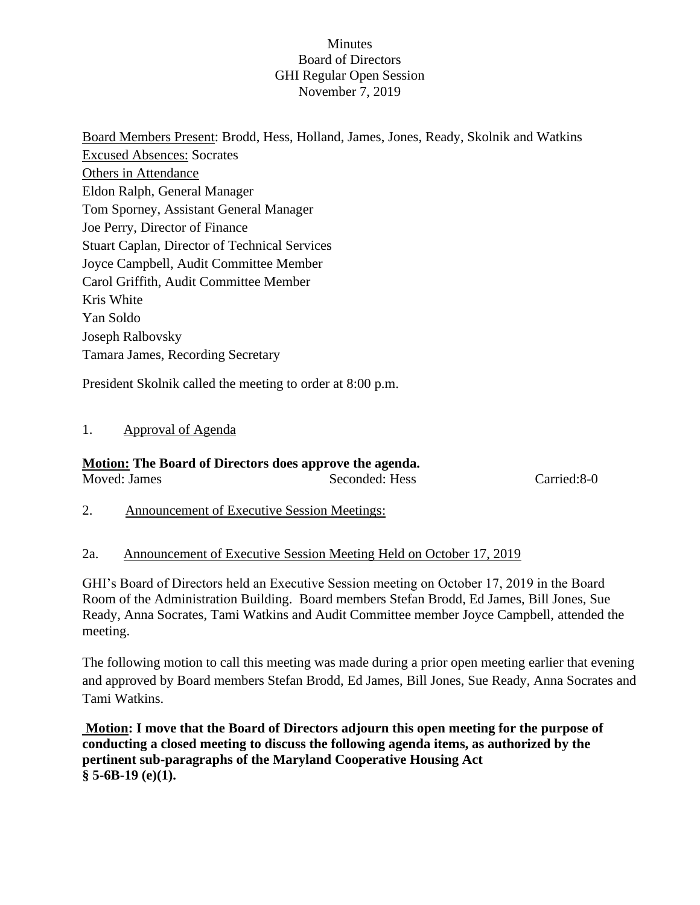Minutes
Board of Directors
GHI Regular Open Session
November 7, 2019

Board Members Present: Brodd, Hess, Holland, James, Jones, Ready, Skolnik and Watkins
Excused Absences: Socrates
Others in Attendance
Eldon Ralph, General Manager
Tom Sporney, Assistant General Manager
Joe Perry, Director of Finance
Stuart Caplan, Director of Technical Services
Joyce Campbell, Audit Committee Member
Carol Griffith, Audit Committee Member
Kris White
Yan Soldo
Joseph Ralbovsky
Tamara James, Recording Secretary

President Skolnik called the meeting to order at 8:00 p.m.

1. Approval of Agenda

**Motion: The Board of Directors does approve the agenda.**
Moved: James Seconded: Hess Carried:8-0

2. Announcement of Executive Session Meetings:

2a. Announcement of Executive Session Meeting Held on October 17, 2019

GHI's Board of Directors held an Executive Session meeting on October 17, 2019 in the Board Room of the Administration Building. Board members Stefan Brodd, Ed James, Bill Jones, Sue Ready, Anna Socrates, Tami Watkins and Audit Committee member Joyce Campbell, attended the meeting.

The following motion to call this meeting was made during a prior open meeting earlier that evening and approved by Board members Stefan Brodd, Ed James, Bill Jones, Sue Ready, Anna Socrates and Tami Watkins.

**Motion: I move that the Board of Directors adjourn this open meeting for the purpose of conducting a closed meeting to discuss the following agenda items, as authorized by the pertinent sub-paragraphs of the Maryland Cooperative Housing Act § 5-6B-19 (e)(1).**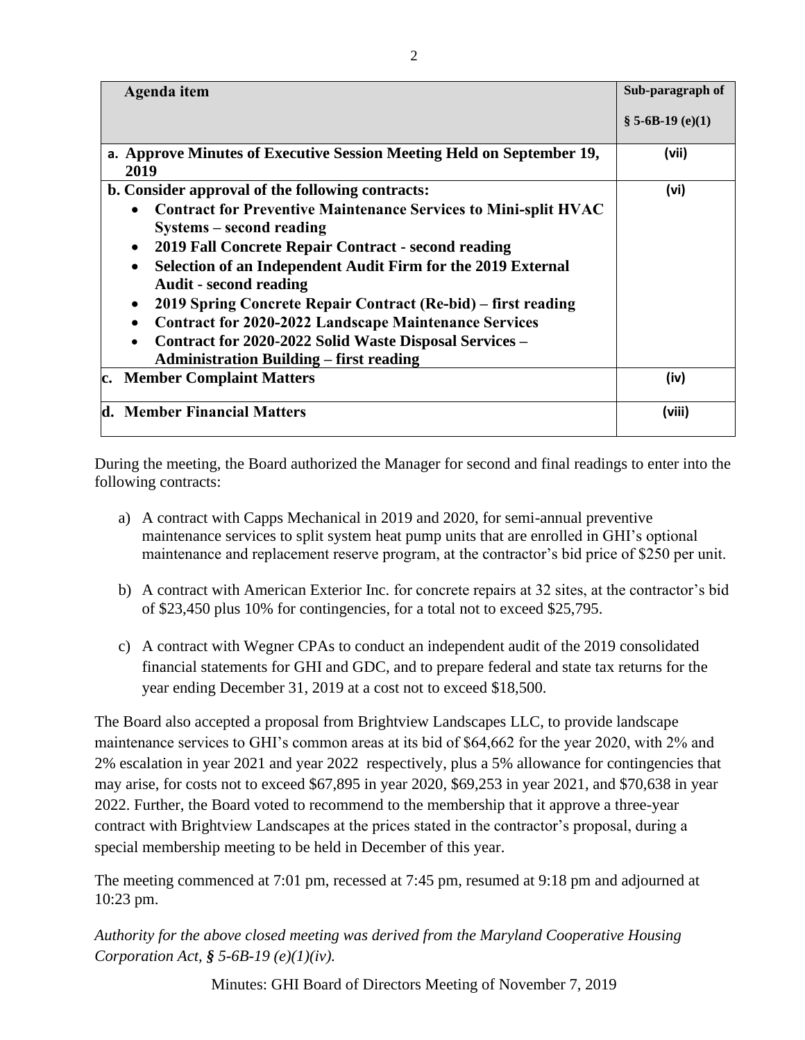| Agenda item | Sub-paragraph of § 5-6B-19 (e)(1) |
|---|---|
| **a. Approve Minutes of Executive Session Meeting Held on September 19, 2019** | **(vii)** |
| **b. Consider approval of the following contracts:**<br>• **Contract for Preventive Maintenance Services to Mini-split HVAC Systems – second reading**<br>• **2019 Fall Concrete Repair Contract - second reading**<br>• **Selection of an Independent Audit Firm for the 2019 External Audit - second reading**<br>• **2019 Spring Concrete Repair Contract (Re-bid) – first reading**<br>• **Contract for 2020-2022 Landscape Maintenance Services**<br>• **Contract for 2020-2022 Solid Waste Disposal Services – Administration Building – first reading** | **(vi)** |
| **c. Member Complaint Matters** | **(iv)** |
| **d. Member Financial Matters** | **(viii)** |

During the meeting, the Board authorized the Manager for second and final readings to enter into the following contracts:

a) A contract with Capps Mechanical in 2019 and 2020, for semi-annual preventive maintenance services to split system heat pump units that are enrolled in GHI's optional maintenance and replacement reserve program, at the contractor's bid price of $250 per unit.

b) A contract with American Exterior Inc. for concrete repairs at 32 sites, at the contractor's bid of $23,450 plus 10% for contingencies, for a total not to exceed $25,795.

c) A contract with Wegner CPAs to conduct an independent audit of the 2019 consolidated financial statements for GHI and GDC, and to prepare federal and state tax returns for the year ending December 31, 2019 at a cost not to exceed $18,500.

The Board also accepted a proposal from Brightview Landscapes LLC, to provide landscape maintenance services to GHI's common areas at its bid of $64,662 for the year 2020, with 2% and 2% escalation in year 2021 and year 2022 respectively, plus a 5% allowance for contingencies that may arise, for costs not to exceed $67,895 in year 2020, $69,253 in year 2021, and $70,638 in year 2022. Further, the Board voted to recommend to the membership that it approve a three-year contract with Brightview Landscapes at the prices stated in the contractor's proposal, during a special membership meeting to be held in December of this year.

The meeting commenced at 7:01 pm, recessed at 7:45 pm, resumed at 9:18 pm and adjourned at 10:23 pm.

*Authority for the above closed meeting was derived from the Maryland Cooperative Housing Corporation Act, **§** 5-6B-19 (e)(1)(iv).*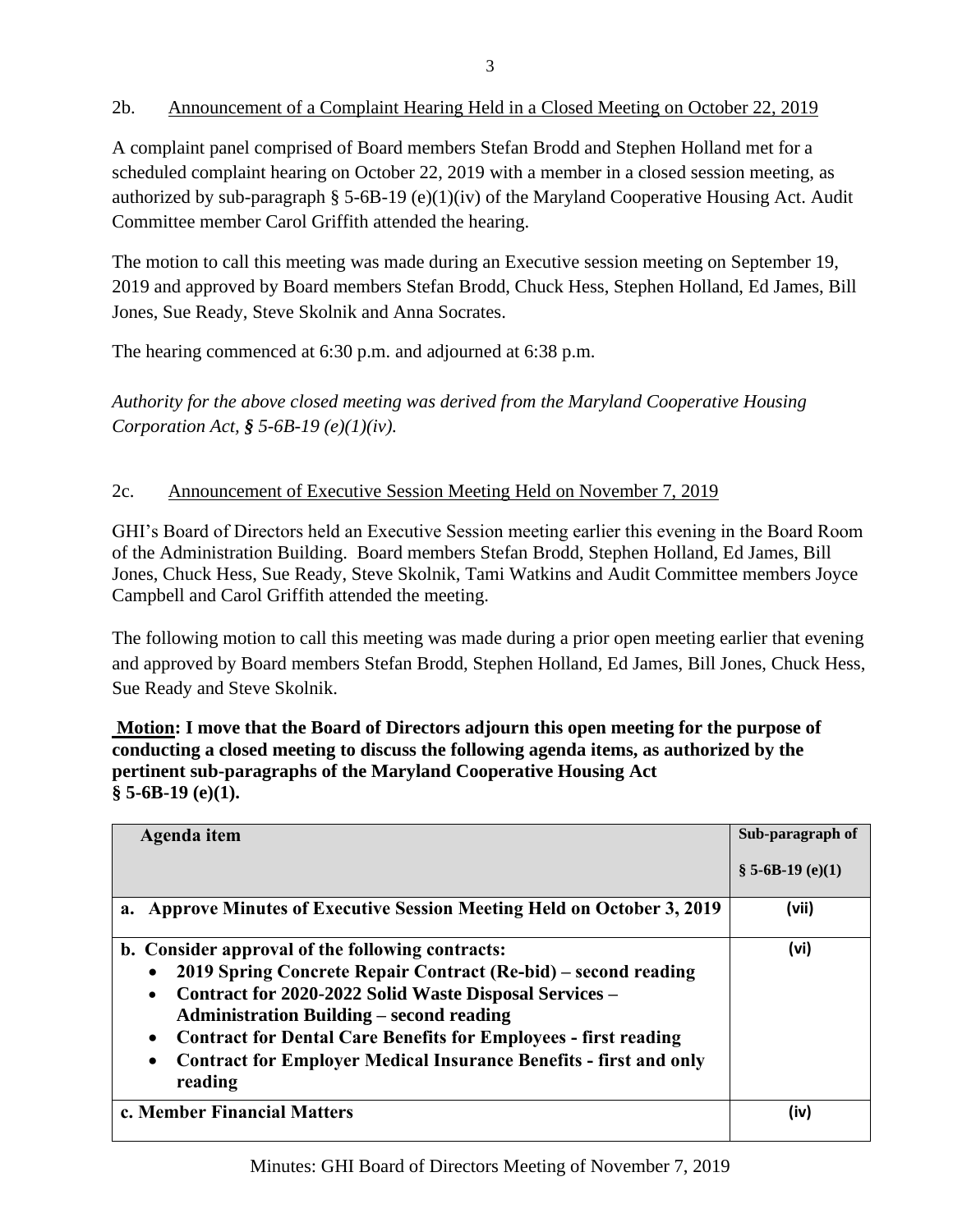## 2b. Announcement of a Complaint Hearing Held in a Closed Meeting on October 22, 2019

A complaint panel comprised of Board members Stefan Brodd and Stephen Holland met for a scheduled complaint hearing on October 22, 2019 with a member in a closed session meeting, as authorized by sub-paragraph § 5-6B-19 (e)(1)(iv) of the Maryland Cooperative Housing Act. Audit Committee member Carol Griffith attended the hearing.

The motion to call this meeting was made during an Executive session meeting on September 19, 2019 and approved by Board members Stefan Brodd, Chuck Hess, Stephen Holland, Ed James, Bill Jones, Sue Ready, Steve Skolnik and Anna Socrates.

The hearing commenced at 6:30 p.m. and adjourned at 6:38 p.m.

*Authority for the above closed meeting was derived from the Maryland Cooperative Housing Corporation Act, **§** 5-6B-19 (e)(1)(iv).*

## 2c. Announcement of Executive Session Meeting Held on November 7, 2019

GHI's Board of Directors held an Executive Session meeting earlier this evening in the Board Room of the Administration Building. Board members Stefan Brodd, Stephen Holland, Ed James, Bill Jones, Chuck Hess, Sue Ready, Steve Skolnik, Tami Watkins and Audit Committee members Joyce Campbell and Carol Griffith attended the meeting.

The following motion to call this meeting was made during a prior open meeting earlier that evening and approved by Board members Stefan Brodd, Stephen Holland, Ed James, Bill Jones, Chuck Hess, Sue Ready and Steve Skolnik.

**Motion: I move that the Board of Directors adjourn this open meeting for the purpose of conducting a closed meeting to discuss the following agenda items, as authorized by the pertinent sub-paragraphs of the Maryland Cooperative Housing Act § 5-6B-19 (e)(1).**

| Agenda item | Sub-paragraph of § 5-6B-19 (e)(1) |
|---|---|
| **a. Approve Minutes of Executive Session Meeting Held on October 3, 2019** | **(vii)** |
| **b. Consider approval of the following contracts:** <br> • **2019 Spring Concrete Repair Contract (Re-bid) – second reading** <br> • **Contract for 2020-2022 Solid Waste Disposal Services – Administration Building – second reading** <br> • **Contract for Dental Care Benefits for Employees - first reading** <br> • **Contract for Employer Medical Insurance Benefits - first and only reading** | **(vi)** |
| **c. Member Financial Matters** | **(iv)** |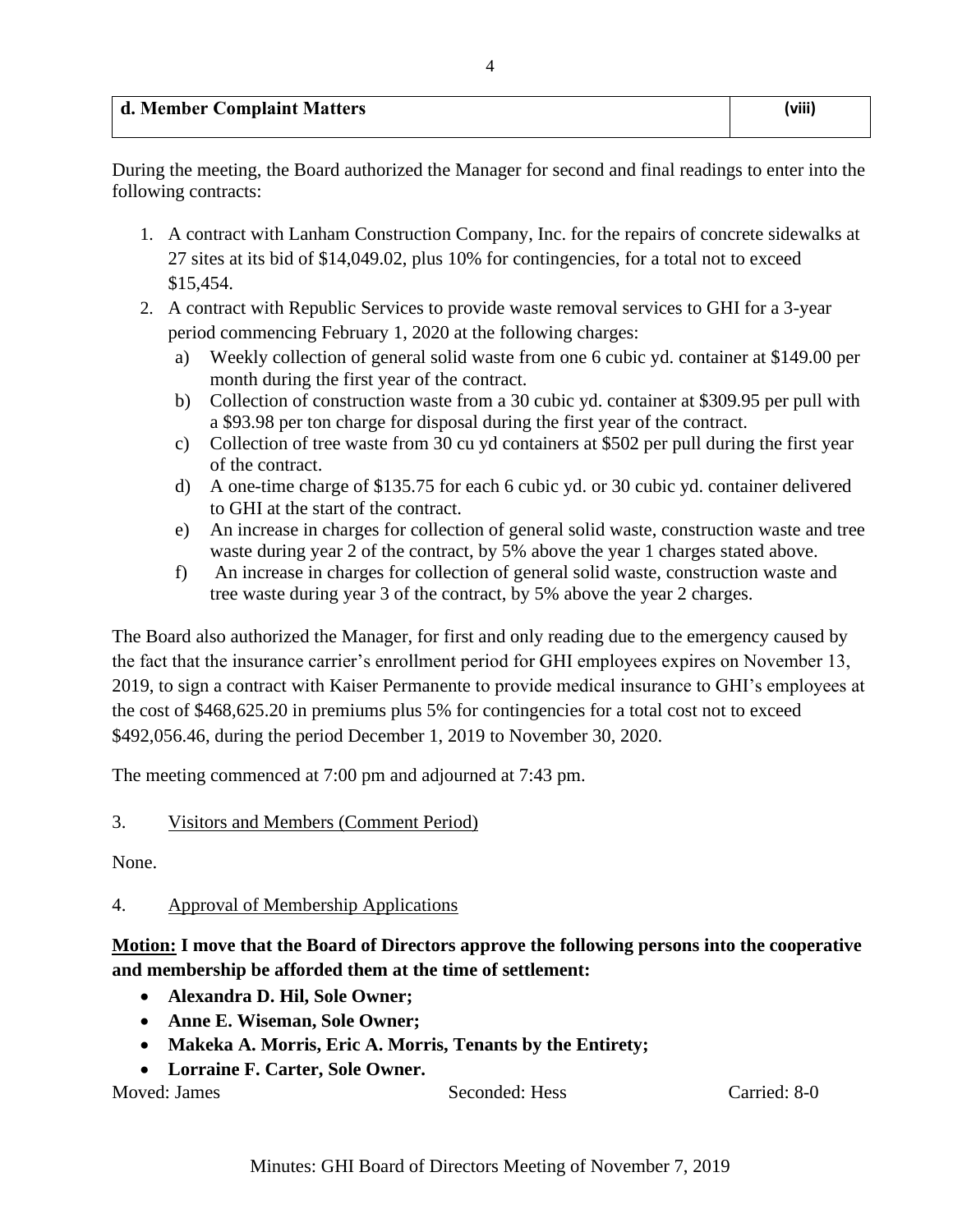| d. Member Complaint Matters | (viii) |
|---|---|

During the meeting, the Board authorized the Manager for second and final readings to enter into the following contracts:

1. A contract with Lanham Construction Company, Inc. for the repairs of concrete sidewalks at 27 sites at its bid of $14,049.02, plus 10% for contingencies, for a total not to exceed $15,454.
2. A contract with Republic Services to provide waste removal services to GHI for a 3-year period commencing February 1, 2020 at the following charges:
   a) Weekly collection of general solid waste from one 6 cubic yd. container at $149.00 per month during the first year of the contract.
   b) Collection of construction waste from a 30 cubic yd. container at $309.95 per pull with a $93.98 per ton charge for disposal during the first year of the contract.
   c) Collection of tree waste from 30 cu yd containers at $502 per pull during the first year of the contract.
   d) A one-time charge of $135.75 for each 6 cubic yd. or 30 cubic yd. container delivered to GHI at the start of the contract.
   e) An increase in charges for collection of general solid waste, construction waste and tree waste during year 2 of the contract, by 5% above the year 1 charges stated above.
   f) An increase in charges for collection of general solid waste, construction waste and tree waste during year 3 of the contract, by 5% above the year 2 charges.

The Board also authorized the Manager, for first and only reading due to the emergency caused by the fact that the insurance carrier's enrollment period for GHI employees expires on November 13, 2019, to sign a contract with Kaiser Permanente to provide medical insurance to GHI's employees at the cost of $468,625.20 in premiums plus 5% for contingencies for a total cost not to exceed $492,056.46, during the period December 1, 2019 to November 30, 2020.

The meeting commenced at 7:00 pm and adjourned at 7:43 pm.

3. Visitors and Members (Comment Period)

None.

4. Approval of Membership Applications

**Motion: I move that the Board of Directors approve the following persons into the cooperative and membership be afforded them at the time of settlement:**

- **Alexandra D. Hil, Sole Owner;**
- **Anne E. Wiseman, Sole Owner;**
- **Makeka A. Morris, Eric A. Morris, Tenants by the Entirety;**
- **Lorraine F. Carter, Sole Owner.**

Moved: James Seconded: Hess Carried: 8-0

Minutes: GHI Board of Directors Meeting of November 7, 2019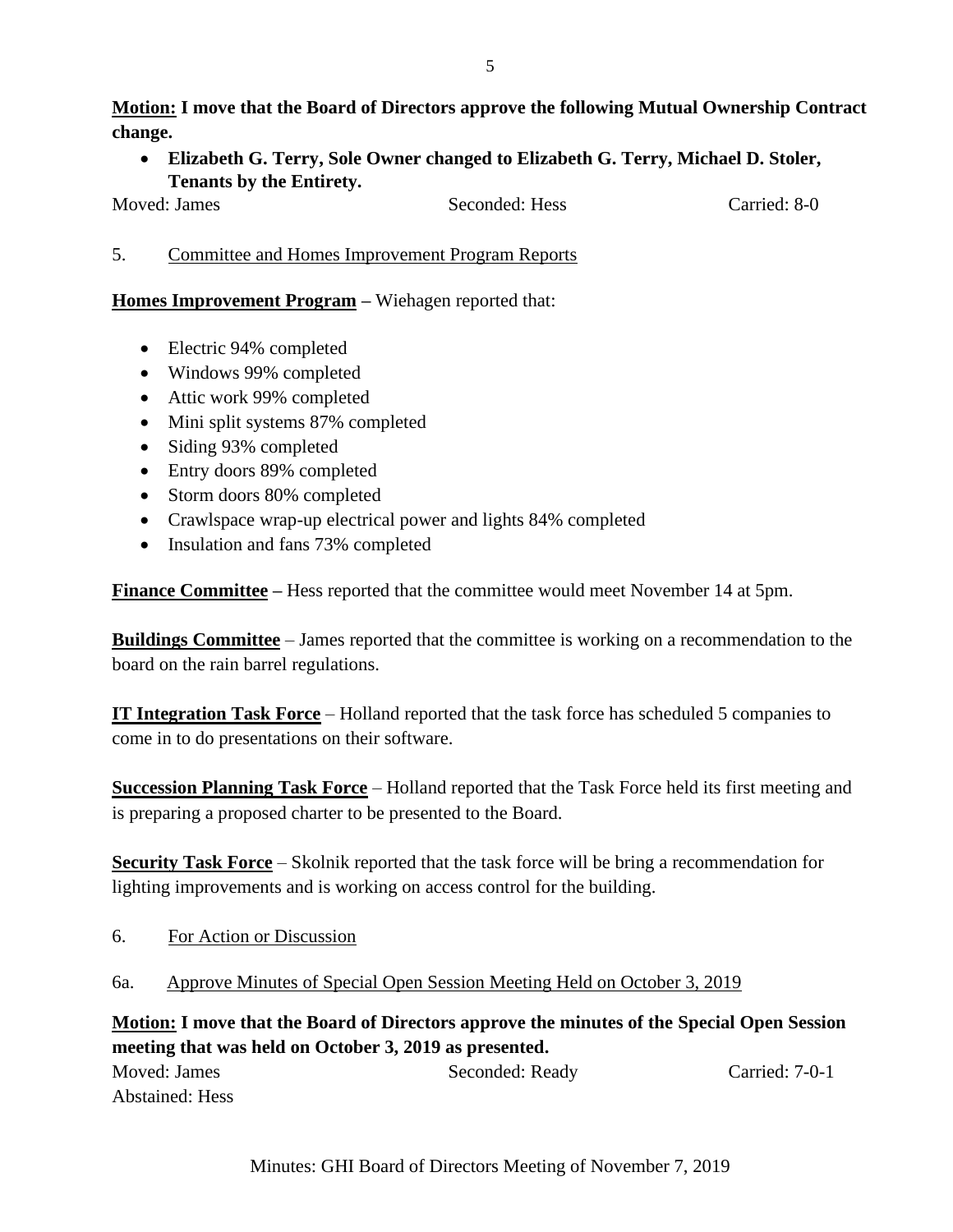**Motion: I move that the Board of Directors approve the following Mutual Ownership Contract change.**

- **Elizabeth G. Terry, Sole Owner changed to Elizabeth G. Terry, Michael D. Stoler, Tenants by the Entirety.**

Moved: James Seconded: Hess Carried: 8-0

5. Committee and Homes Improvement Program Reports

**Homes Improvement Program –** Wiehagen reported that:

- Electric 94% completed
- Windows 99% completed
- Attic work 99% completed
- Mini split systems 87% completed
- Siding 93% completed
- Entry doors 89% completed
- Storm doors 80% completed
- Crawlspace wrap-up electrical power and lights 84% completed
- Insulation and fans 73% completed

**Finance Committee –** Hess reported that the committee would meet November 14 at 5pm.

**Buildings Committee** – James reported that the committee is working on a recommendation to the board on the rain barrel regulations.

**IT Integration Task Force** – Holland reported that the task force has scheduled 5 companies to come in to do presentations on their software.

**Succession Planning Task Force** – Holland reported that the Task Force held its first meeting and is preparing a proposed charter to be presented to the Board.

**Security Task Force** – Skolnik reported that the task force will be bring a recommendation for lighting improvements and is working on access control for the building.

6. For Action or Discussion

6a. Approve Minutes of Special Open Session Meeting Held on October 3, 2019

**Motion: I move that the Board of Directors approve the minutes of the Special Open Session meeting that was held on October 3, 2019 as presented.**

Moved: James Seconded: Ready Carried: 7-0-1

Abstained: Hess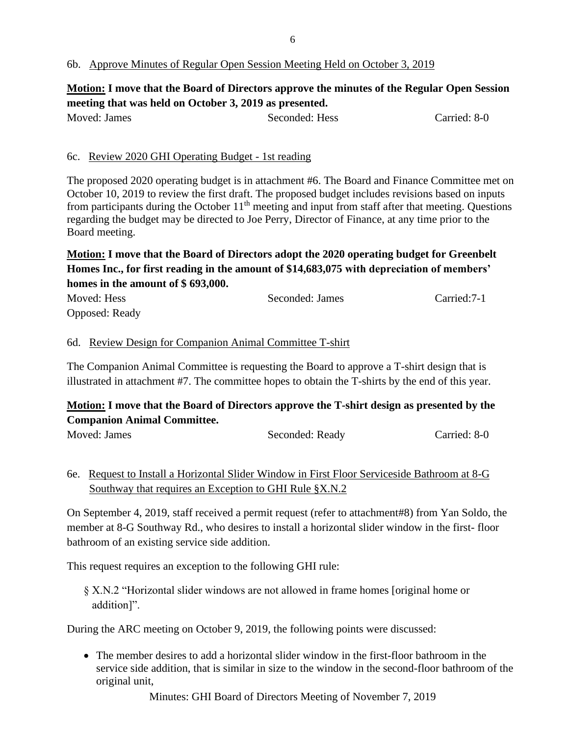6b. Approve Minutes of Regular Open Session Meeting Held on October 3, 2019

**Motion: I move that the Board of Directors approve the minutes of the Regular Open Session meeting that was held on October 3, 2019 as presented.**

Moved: James    Seconded: Hess    Carried: 8-0

6c. Review 2020 GHI Operating Budget - 1st reading

The proposed 2020 operating budget is in attachment #6. The Board and Finance Committee met on October 10, 2019 to review the first draft. The proposed budget includes revisions based on inputs from participants during the October 11th meeting and input from staff after that meeting. Questions regarding the budget may be directed to Joe Perry, Director of Finance, at any time prior to the Board meeting.

**Motion: I move that the Board of Directors adopt the 2020 operating budget for Greenbelt Homes Inc., for first reading in the amount of $14,683,075 with depreciation of members' homes in the amount of $ 693,000.**

Moved: Hess    Seconded: James    Carried:7-1

Opposed: Ready

6d. Review Design for Companion Animal Committee T-shirt

The Companion Animal Committee is requesting the Board to approve a T-shirt design that is illustrated in attachment #7. The committee hopes to obtain the T-shirts by the end of this year.

**Motion: I move that the Board of Directors approve the T-shirt design as presented by the Companion Animal Committee.**

Moved: James    Seconded: Ready    Carried: 8-0

6e. Request to Install a Horizontal Slider Window in First Floor Serviceside Bathroom at 8-G Southway that requires an Exception to GHI Rule §X.N.2

On September 4, 2019, staff received a permit request (refer to attachment#8) from Yan Soldo, the member at 8-G Southway Rd., who desires to install a horizontal slider window in the first- floor bathroom of an existing service side addition.

This request requires an exception to the following GHI rule:

§ X.N.2 "Horizontal slider windows are not allowed in frame homes [original home or addition]".

During the ARC meeting on October 9, 2019, the following points were discussed:

- The member desires to add a horizontal slider window in the first-floor bathroom in the service side addition, that is similar in size to the window in the second-floor bathroom of the original unit,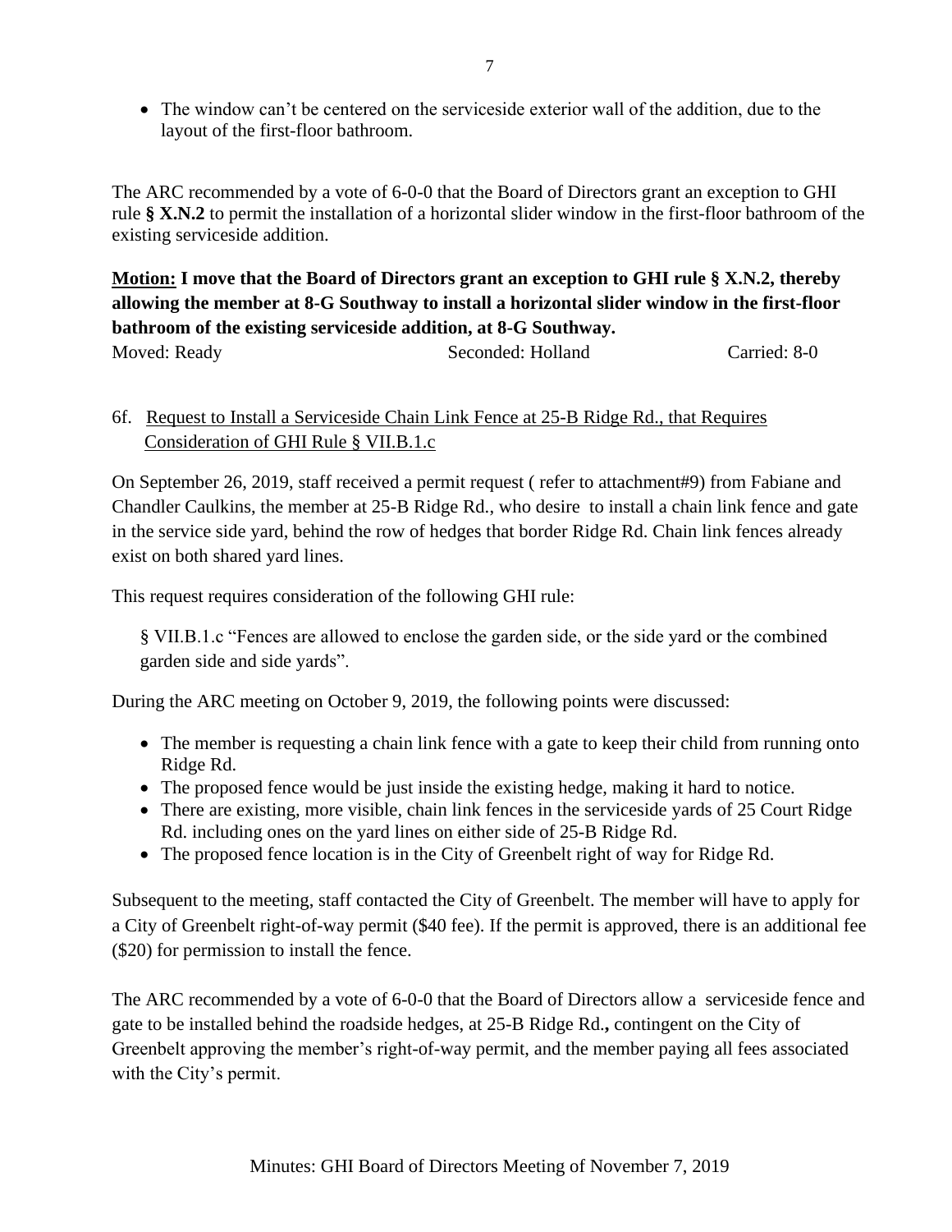- The window can't be centered on the serviceside exterior wall of the addition, due to the layout of the first-floor bathroom.

The ARC recommended by a vote of 6-0-0 that the Board of Directors grant an exception to GHI rule **§ X.N.2** to permit the installation of a horizontal slider window in the first-floor bathroom of the existing serviceside addition.

**<u>Motion:</u> I move that the Board of Directors grant an exception to GHI rule § X.N.2, thereby allowing the member at 8-G Southway to install a horizontal slider window in the first-floor bathroom of the existing serviceside addition, at 8-G Southway.**

Moved: Ready  Seconded: Holland  Carried: 8-0

6f. <u>Request to Install a Serviceside Chain Link Fence at 25-B Ridge Rd., that Requires Consideration of GHI Rule § VII.B.1.c</u>

On September 26, 2019, staff received a permit request ( refer to attachment#9) from Fabiane and Chandler Caulkins, the member at 25-B Ridge Rd., who desire to install a chain link fence and gate in the service side yard, behind the row of hedges that border Ridge Rd. Chain link fences already exist on both shared yard lines.

This request requires consideration of the following GHI rule:

> § VII.B.1.c "Fences are allowed to enclose the garden side, or the side yard or the combined garden side and side yards".

During the ARC meeting on October 9, 2019, the following points were discussed:

- The member is requesting a chain link fence with a gate to keep their child from running onto Ridge Rd.
- The proposed fence would be just inside the existing hedge, making it hard to notice.
- There are existing, more visible, chain link fences in the serviceside yards of 25 Court Ridge Rd. including ones on the yard lines on either side of 25-B Ridge Rd.
- The proposed fence location is in the City of Greenbelt right of way for Ridge Rd.

Subsequent to the meeting, staff contacted the City of Greenbelt. The member will have to apply for a City of Greenbelt right-of-way permit ($40 fee). If the permit is approved, there is an additional fee ($20) for permission to install the fence.

The ARC recommended by a vote of 6-0-0 that the Board of Directors allow a serviceside fence and gate to be installed behind the roadside hedges, at 25-B Ridge Rd.**,** contingent on the City of Greenbelt approving the member's right-of-way permit, and the member paying all fees associated with the City's permit.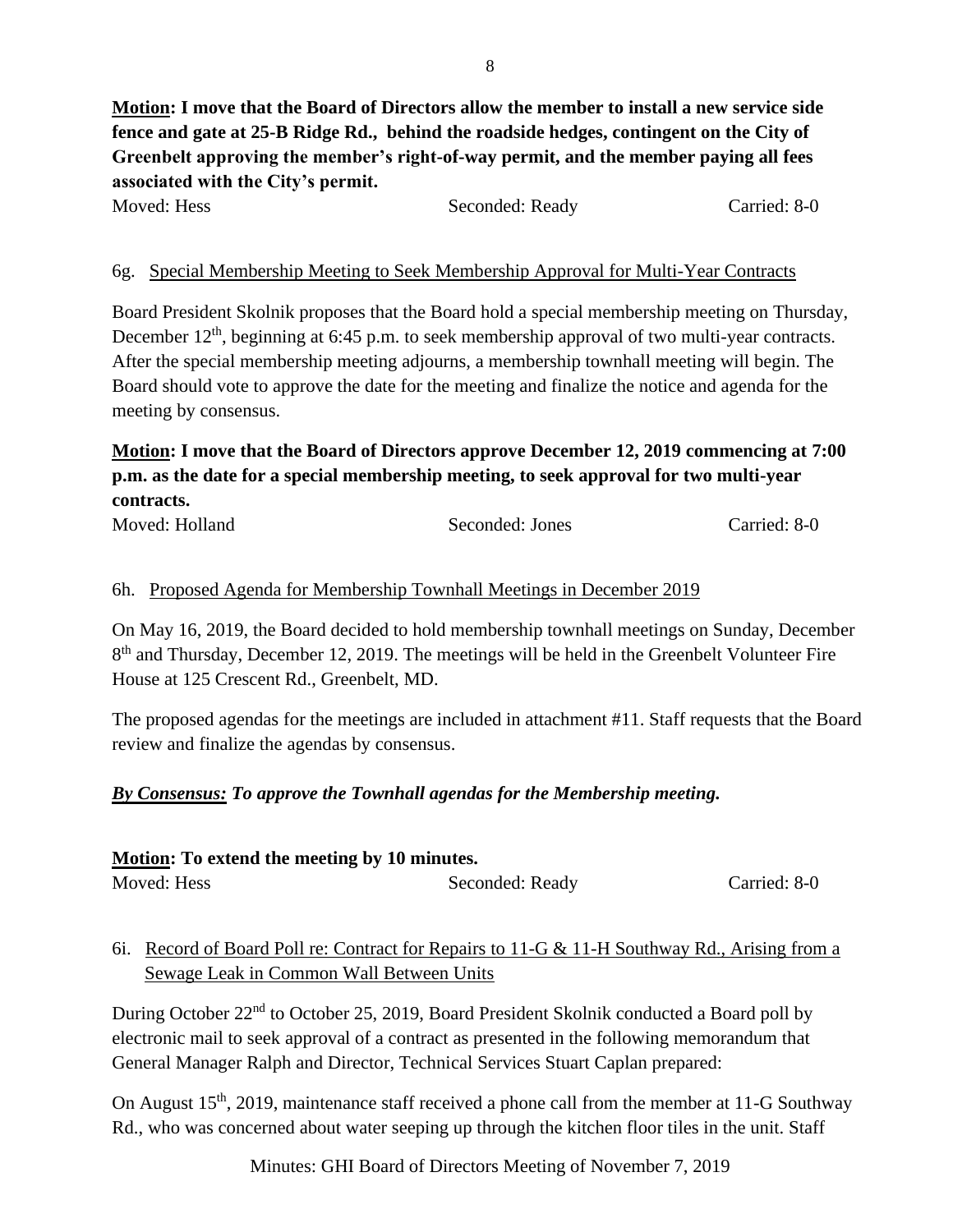**Motion: I move that the Board of Directors allow the member to install a new service side fence and gate at 25-B Ridge Rd., behind the roadside hedges, contingent on the City of Greenbelt approving the member's right-of-way permit, and the member paying all fees associated with the City's permit.**

Moved: Hess Seconded: Ready Carried: 8-0

6g. Special Membership Meeting to Seek Membership Approval for Multi-Year Contracts

Board President Skolnik proposes that the Board hold a special membership meeting on Thursday, December 12th, beginning at 6:45 p.m. to seek membership approval of two multi-year contracts. After the special membership meeting adjourns, a membership townhall meeting will begin. The Board should vote to approve the date for the meeting and finalize the notice and agenda for the meeting by consensus.

**Motion: I move that the Board of Directors approve December 12, 2019 commencing at 7:00 p.m. as the date for a special membership meeting, to seek approval for two multi-year contracts.**

Moved: Holland Seconded: Jones Carried: 8-0

6h. Proposed Agenda for Membership Townhall Meetings in December 2019

On May 16, 2019, the Board decided to hold membership townhall meetings on Sunday, December 8th and Thursday, December 12, 2019. The meetings will be held in the Greenbelt Volunteer Fire House at 125 Crescent Rd., Greenbelt, MD.

The proposed agendas for the meetings are included in attachment #11. Staff requests that the Board review and finalize the agendas by consensus.

***By Consensus:* *To approve the Townhall agendas for the Membership meeting.***

**Motion: To extend the meeting by 10 minutes.**

Moved: Hess Seconded: Ready Carried: 8-0

6i. Record of Board Poll re: Contract for Repairs to 11-G & 11-H Southway Rd., Arising from a Sewage Leak in Common Wall Between Units

During October 22nd to October 25, 2019, Board President Skolnik conducted a Board poll by electronic mail to seek approval of a contract as presented in the following memorandum that General Manager Ralph and Director, Technical Services Stuart Caplan prepared:

On August 15th, 2019, maintenance staff received a phone call from the member at 11-G Southway Rd., who was concerned about water seeping up through the kitchen floor tiles in the unit. Staff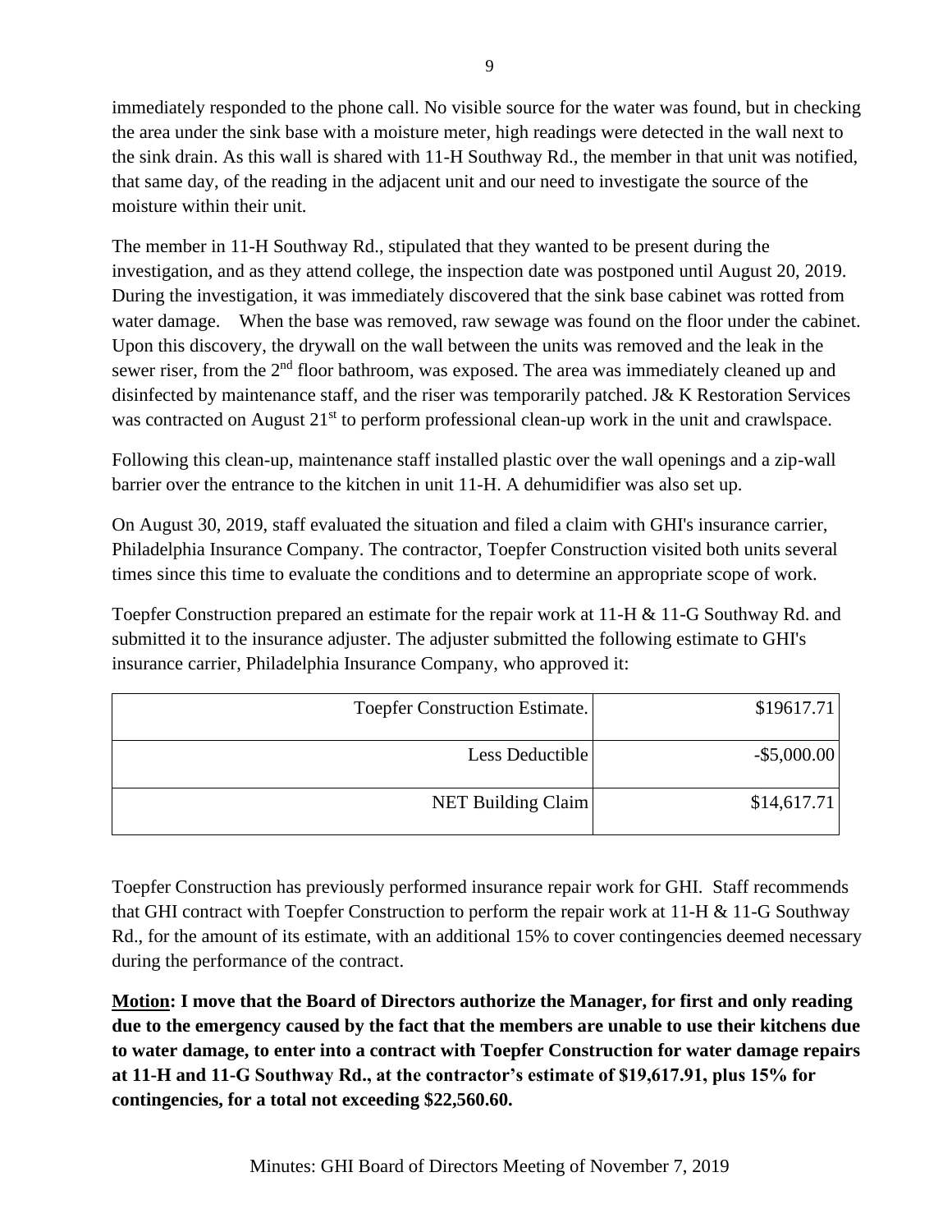immediately responded to the phone call. No visible source for the water was found, but in checking the area under the sink base with a moisture meter, high readings were detected in the wall next to the sink drain. As this wall is shared with 11-H Southway Rd., the member in that unit was notified, that same day, of the reading in the adjacent unit and our need to investigate the source of the moisture within their unit.

The member in 11-H Southway Rd., stipulated that they wanted to be present during the investigation, and as they attend college, the inspection date was postponed until August 20, 2019. During the investigation, it was immediately discovered that the sink base cabinet was rotted from water damage. When the base was removed, raw sewage was found on the floor under the cabinet. Upon this discovery, the drywall on the wall between the units was removed and the leak in the sewer riser, from the 2nd floor bathroom, was exposed. The area was immediately cleaned up and disinfected by maintenance staff, and the riser was temporarily patched. J& K Restoration Services was contracted on August 21st to perform professional clean-up work in the unit and crawlspace.

Following this clean-up, maintenance staff installed plastic over the wall openings and a zip-wall barrier over the entrance to the kitchen in unit 11-H. A dehumidifier was also set up.

On August 30, 2019, staff evaluated the situation and filed a claim with GHI's insurance carrier, Philadelphia Insurance Company. The contractor, Toepfer Construction visited both units several times since this time to evaluate the conditions and to determine an appropriate scope of work.

Toepfer Construction prepared an estimate for the repair work at 11-H & 11-G Southway Rd. and submitted it to the insurance adjuster. The adjuster submitted the following estimate to GHI's insurance carrier, Philadelphia Insurance Company, who approved it:

| | |
|---:|---:|
| Toepfer Construction Estimate. | $19617.71 |
| Less Deductible | -$5,000.00 |
| NET Building Claim | $14,617.71 |

Toepfer Construction has previously performed insurance repair work for GHI. Staff recommends that GHI contract with Toepfer Construction to perform the repair work at 11-H & 11-G Southway Rd., for the amount of its estimate, with an additional 15% to cover contingencies deemed necessary during the performance of the contract.

**<u>Motion</u>: I move that the Board of Directors authorize the Manager, for first and only reading due to the emergency caused by the fact that the members are unable to use their kitchens due to water damage, to enter into a contract with Toepfer Construction for water damage repairs at 11-H and 11-G Southway Rd., at the contractor's estimate of $19,617.91, plus 15% for contingencies, for a total not exceeding $22,560.60.**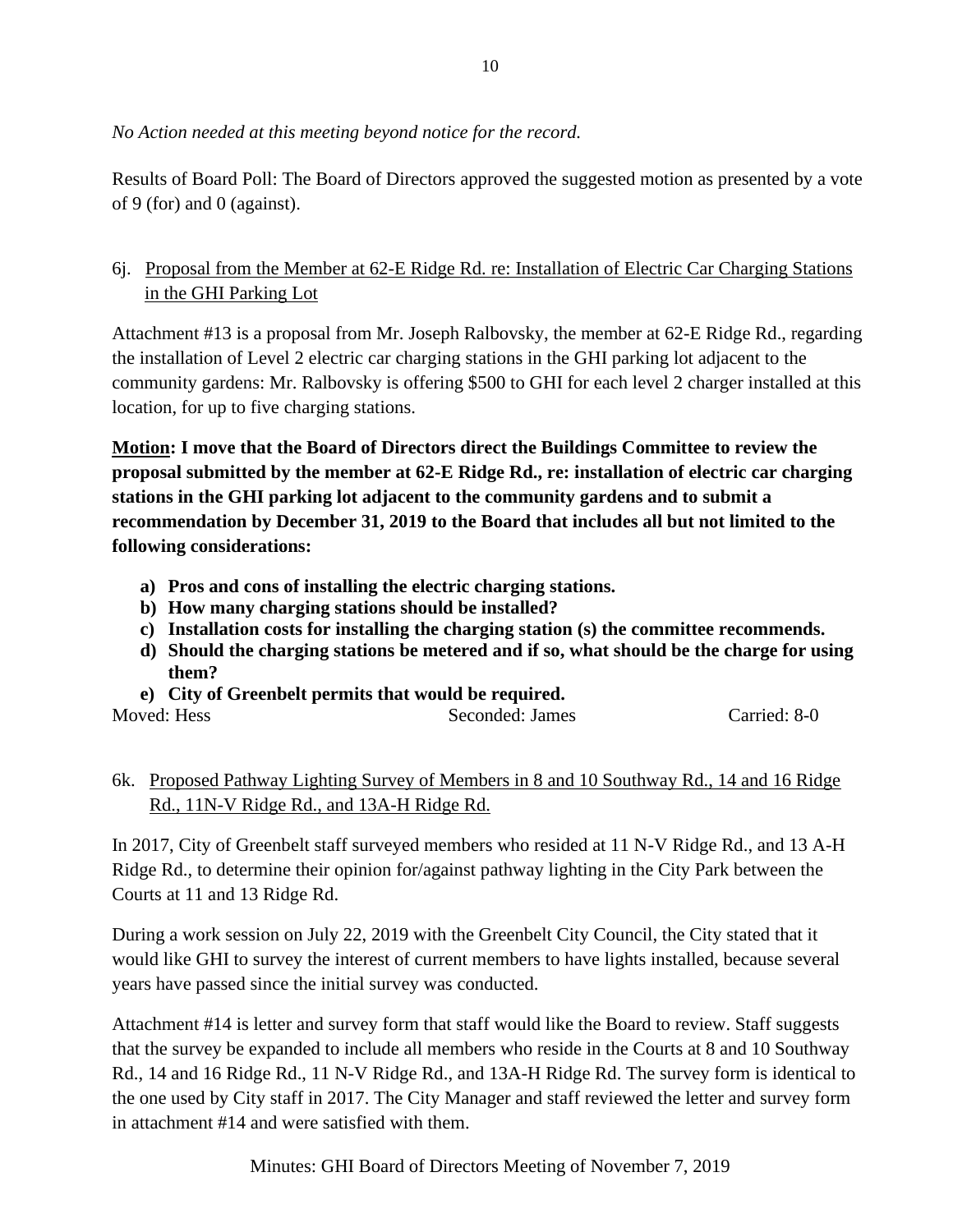*No Action needed at this meeting beyond notice for the record.*

Results of Board Poll: The Board of Directors approved the suggested motion as presented by a vote of 9 (for) and 0 (against).

6j. <u>Proposal from the Member at 62-E Ridge Rd. re: Installation of Electric Car Charging Stations in the GHI Parking Lot</u>

Attachment #13 is a proposal from Mr. Joseph Ralbovsky, the member at 62-E Ridge Rd., regarding the installation of Level 2 electric car charging stations in the GHI parking lot adjacent to the community gardens: Mr. Ralbovsky is offering $500 to GHI for each level 2 charger installed at this location, for up to five charging stations.

**<u>Motion</u>: I move that the Board of Directors direct the Buildings Committee to review the proposal submitted by the member at 62-E Ridge Rd., re: installation of electric car charging stations in the GHI parking lot adjacent to the community gardens and to submit a recommendation by December 31, 2019 to the Board that includes all but not limited to the following considerations:**

**a) Pros and cons of installing the electric charging stations.**
**b) How many charging stations should be installed?**
**c) Installation costs for installing the charging station (s) the committee recommends.**
**d) Should the charging stations be metered and if so, what should be the charge for using them?**
**e) City of Greenbelt permits that would be required.**

Moved: Hess Seconded: James Carried: 8-0

6k. <u>Proposed Pathway Lighting Survey of Members in 8 and 10 Southway Rd., 14 and 16 Ridge Rd., 11N-V Ridge Rd., and 13A-H Ridge Rd.</u>

In 2017, City of Greenbelt staff surveyed members who resided at 11 N-V Ridge Rd., and 13 A-H Ridge Rd., to determine their opinion for/against pathway lighting in the City Park between the Courts at 11 and 13 Ridge Rd.

During a work session on July 22, 2019 with the Greenbelt City Council, the City stated that it would like GHI to survey the interest of current members to have lights installed, because several years have passed since the initial survey was conducted.

Attachment #14 is letter and survey form that staff would like the Board to review. Staff suggests that the survey be expanded to include all members who reside in the Courts at 8 and 10 Southway Rd., 14 and 16 Ridge Rd., 11 N-V Ridge Rd., and 13A-H Ridge Rd. The survey form is identical to the one used by City staff in 2017. The City Manager and staff reviewed the letter and survey form in attachment #14 and were satisfied with them.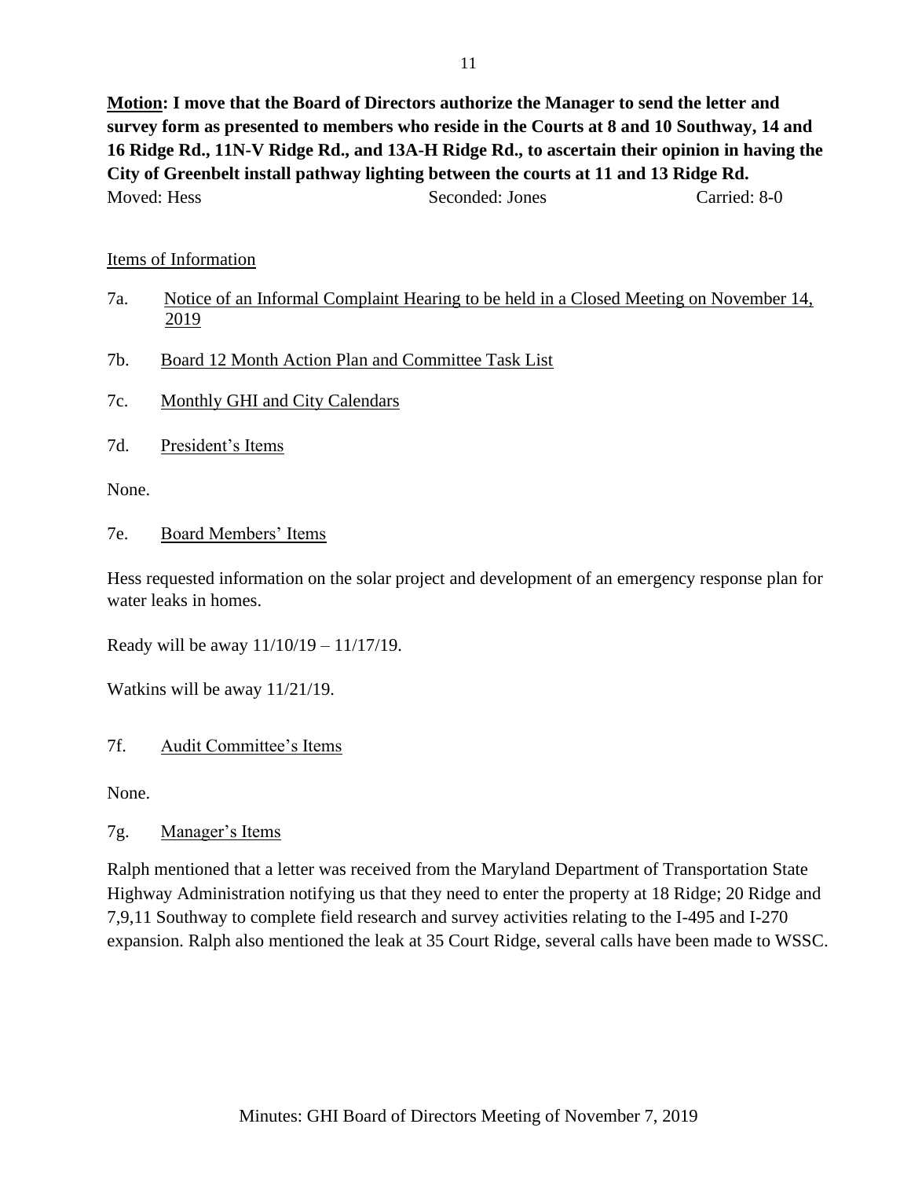**<u>Motion</u>: I move that the Board of Directors authorize the Manager to send the letter and survey form as presented to members who reside in the Courts at 8 and 10 Southway, 14 and 16 Ridge Rd., 11N-V Ridge Rd., and 13A-H Ridge Rd., to ascertain their opinion in having the City of Greenbelt install pathway lighting between the courts at 11 and 13 Ridge Rd.**

Moved: Hess Seconded: Jones Carried: 8-0

<u>Items of Information</u>

7a. <u>Notice of an Informal Complaint Hearing to be held in a Closed Meeting on November 14, 2019</u>

7b. <u>Board 12 Month Action Plan and Committee Task List</u>

7c. <u>Monthly GHI and City Calendars</u>

7d. <u>President's Items</u>

None.

7e. <u>Board Members' Items</u>

Hess requested information on the solar project and development of an emergency response plan for water leaks in homes.

Ready will be away 11/10/19 – 11/17/19.

Watkins will be away 11/21/19.

7f. <u>Audit Committee's Items</u>

None.

7g. <u>Manager's Items</u>

Ralph mentioned that a letter was received from the Maryland Department of Transportation State Highway Administration notifying us that they need to enter the property at 18 Ridge; 20 Ridge and 7,9,11 Southway to complete field research and survey activities relating to the I-495 and I-270 expansion. Ralph also mentioned the leak at 35 Court Ridge, several calls have been made to WSSC.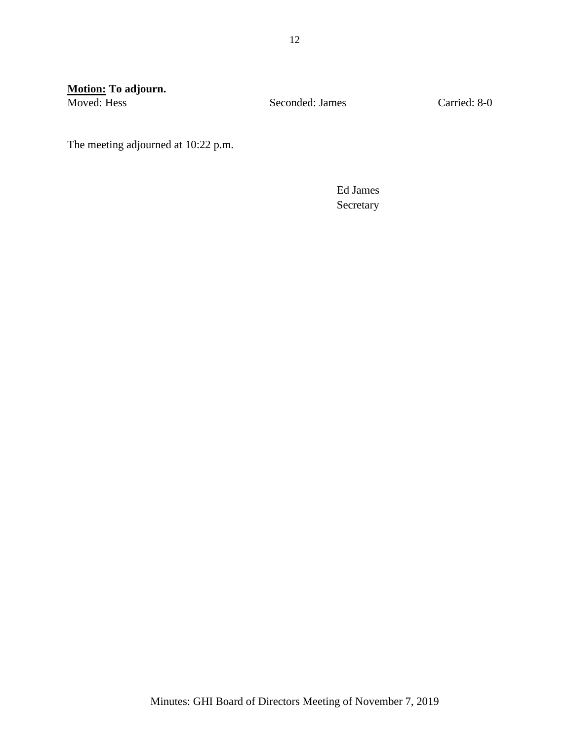**<u>Motion:</u> To adjourn.**
Moved: Hess Seconded: James Carried: 8-0

The meeting adjourned at 10:22 p.m.

Ed James
Secretary